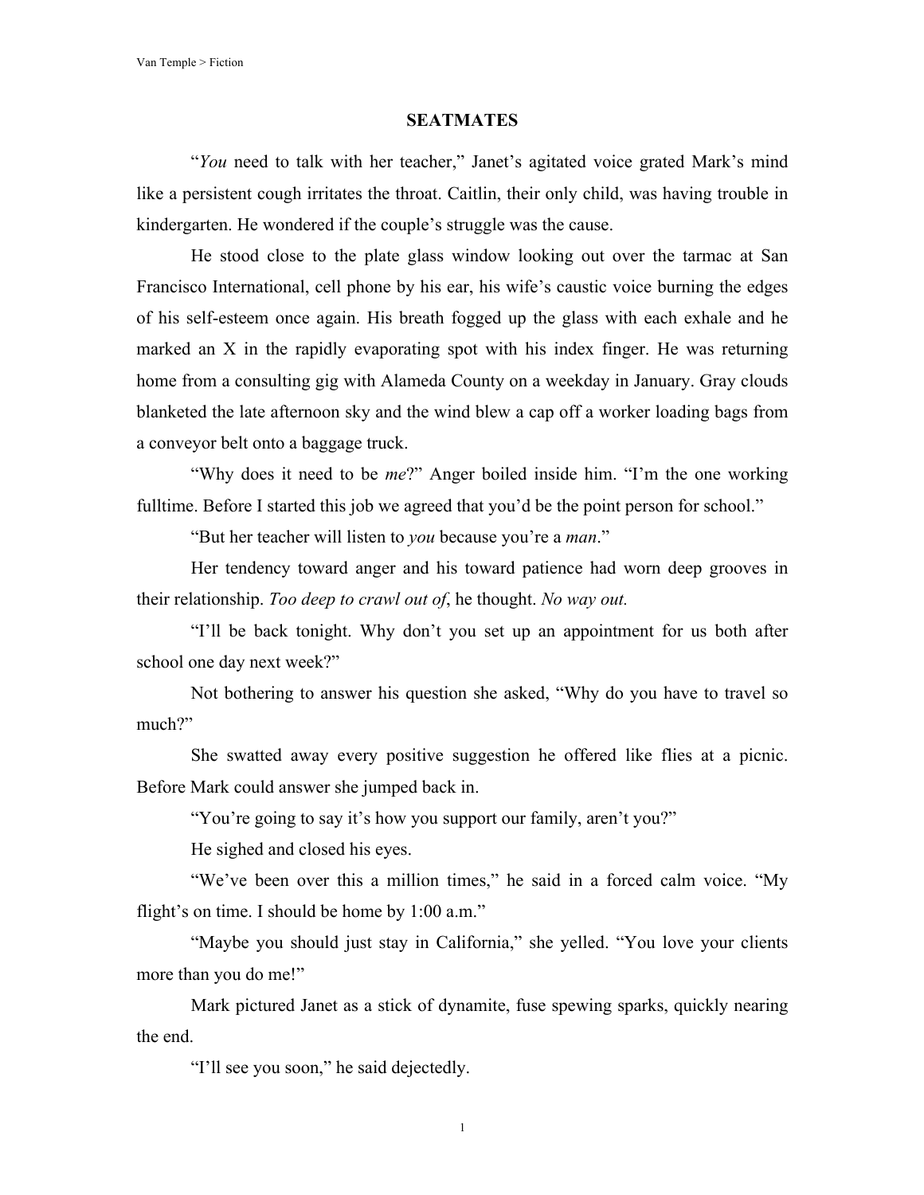# SEATMATES

"*You* need to talk with her teacher," Janet's agitated voice grated Mark's mind like a persistent cough irritates the throat. Caitlin, their only child, was having trouble in kindergarten. He wondered if the couple's struggle was the cause.

He stood close to the plate glass window looking out over the tarmac at San Francisco International, cell phone by his ear, his wife's caustic voice burning the edges of his self-esteem once again. His breath fogged up the glass with each exhale and he marked an X in the rapidly evaporating spot with his index finger. He was returning home from a consulting gig with Alameda County on a weekday in January. Gray clouds blanketed the late afternoon sky and the wind blew a cap off a worker loading bags from a conveyor belt onto a baggage truck.

"Why does it need to be *me*?" Anger boiled inside him. "I'm the one working fulltime. Before I started this job we agreed that you'd be the point person for school."

"But her teacher will listen to *you* because you're a *man*."

Her tendency toward anger and his toward patience had worn deep grooves in their relationship. *Too deep to crawl out of*, he thought. *No way out.*

"I'll be back tonight. Why don't you set up an appointment for us both after school one day next week?"

Not bothering to answer his question she asked, "Why do you have to travel so much?"

She swatted away every positive suggestion he offered like flies at a picnic. Before Mark could answer she jumped back in.

"You're going to say it's how you support our family, aren't you?"

He sighed and closed his eyes.

"We've been over this a million times," he said in a forced calm voice. "My flight's on time. I should be home by 1:00 a.m."

"Maybe you should just stay in California," she yelled. "You love your clients more than you do me!"

Mark pictured Janet as a stick of dynamite, fuse spewing sparks, quickly nearing the end.

"I'll see you soon," he said dejectedly.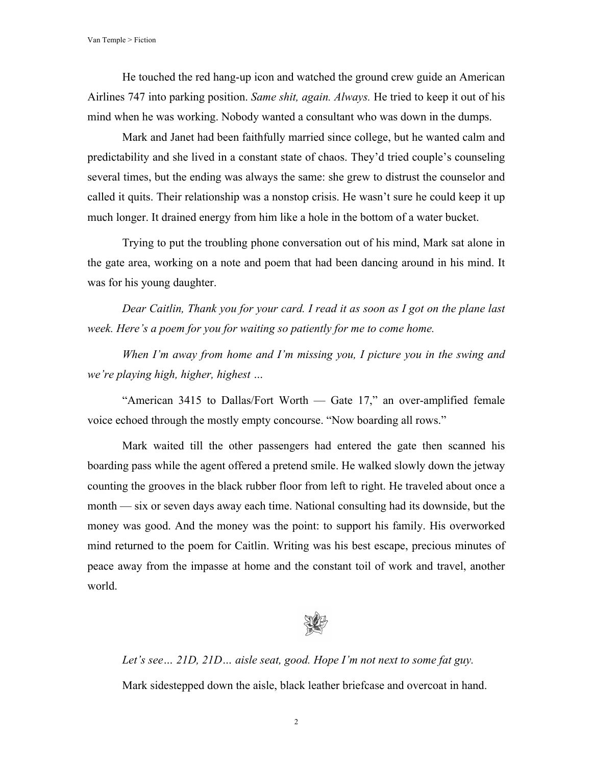He touched the red hang-up icon and watched the ground crew guide an American Airlines 747 into parking position. *Same shit, again. Always.* He tried to keep it out of his mind when he was working. Nobody wanted a consultant who was down in the dumps.

Mark and Janet had been faithfully married since college, but he wanted calm and predictability and she lived in a constant state of chaos. They'd tried couple's counseling several times, but the ending was always the same: she grew to distrust the counselor and called it quits. Their relationship was a nonstop crisis. He wasn't sure he could keep it up much longer. It drained energy from him like a hole in the bottom of a water bucket.

Trying to put the troubling phone conversation out of his mind, Mark sat alone in the gate area, working on a note and poem that had been dancing around in his mind. It was for his young daughter.

*Dear Caitlin, Thank you for your card. I read it as soon as I got on the plane last week. Here's a poem for you for waiting so patiently for me to come home.*

*When I'm away from home and I'm missing you, I picture you in the swing and we're playing high, higher, highest …*

"American 3415 to Dallas/Fort Worth — Gate 17," an over-amplified female voice echoed through the mostly empty concourse. "Now boarding all rows."

Mark waited till the other passengers had entered the gate then scanned his boarding pass while the agent offered a pretend smile. He walked slowly down the jetway counting the grooves in the black rubber floor from left to right. He traveled about once a month — six or seven days away each time. National consulting had its downside, but the money was good. And the money was the point: to support his family. His overworked mind returned to the poem for Caitlin. Writing was his best escape, precious minutes of peace away from the impasse at home and the constant toil of work and travel, another world.

*Let's see… 21D, 21D… aisle seat, good. Hope I'm not next to some fat guy.*

Mark sidestepped down the aisle, black leather briefcase and overcoat in hand.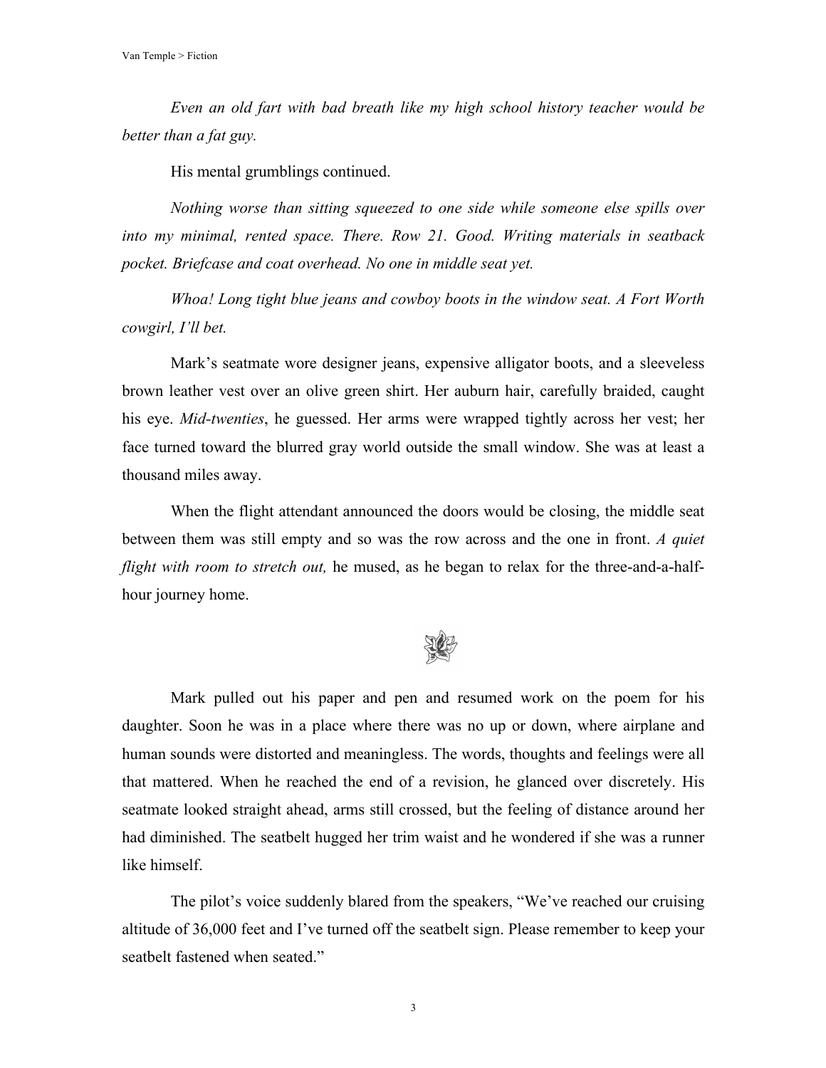*Even an old fart with bad breath like my high school history teacher would be better than a fat guy.*

His mental grumblings continued.

*Nothing worse than sitting squeezed to one side while someone else spills over into my minimal, rented space. There. Row 21. Good. Writing materials in seatback pocket. Briefcase and coat overhead. No one in middle seat yet.*

*Whoa! Long tight blue jeans and cowboy boots in the window seat. A Fort Worth cowgirl, I'll bet.*

Mark's seatmate wore designer jeans, expensive alligator boots, and a sleeveless brown leather vest over an olive green shirt. Her auburn hair, carefully braided, caught his eye. *Mid-twenties*, he guessed. Her arms were wrapped tightly across her vest; her face turned toward the blurred gray world outside the small window. She was at least a thousand miles away.

When the flight attendant announced the doors would be closing, the middle seat between them was still empty and so was the row across and the one in front. *A quiet flight with room to stretch out,* he mused, as he began to relax for the three-and-a-half-hour journey home.

Mark pulled out his paper and pen and resumed work on the poem for his daughter. Soon he was in a place where there was no up or down, where airplane and human sounds were distorted and meaningless. The words, thoughts and feelings were all that mattered. When he reached the end of a revision, he glanced over discretely. His seatmate looked straight ahead, arms still crossed, but the feeling of distance around her had diminished. The seatbelt hugged her trim waist and he wondered if she was a runner like himself.

The pilot's voice suddenly blared from the speakers, "We've reached our cruising altitude of 36,000 feet and I've turned off the seatbelt sign. Please remember to keep your seatbelt fastened when seated."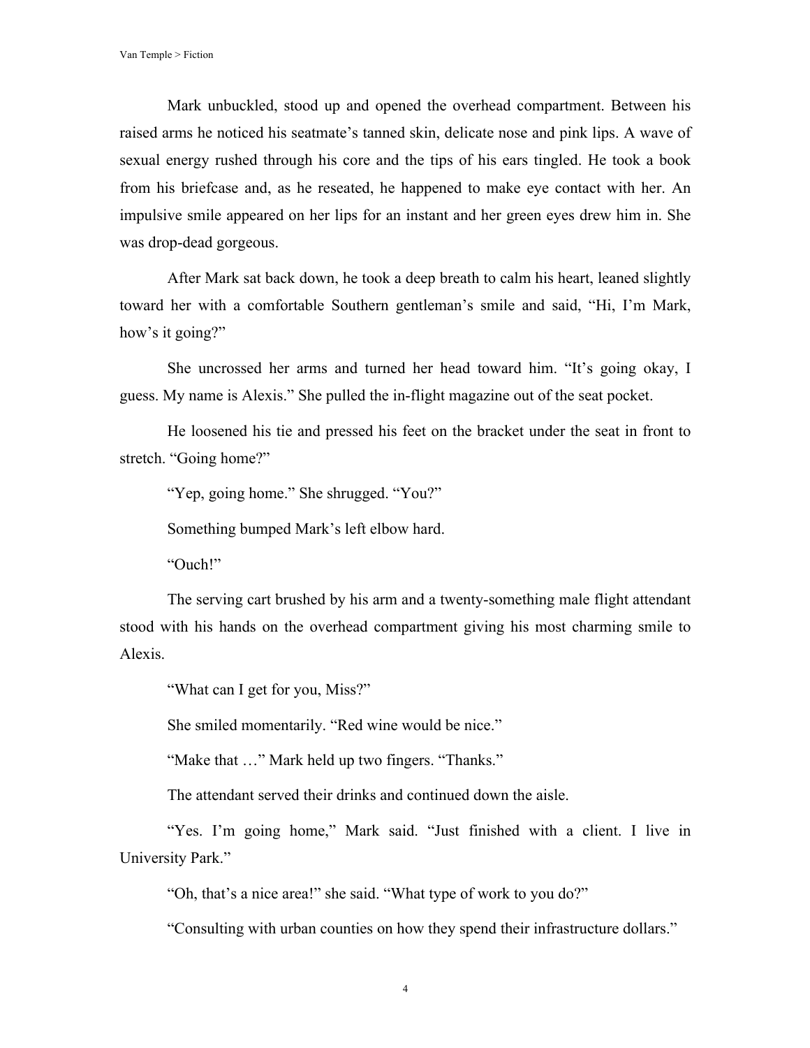Mark unbuckled, stood up and opened the overhead compartment. Between his raised arms he noticed his seatmate's tanned skin, delicate nose and pink lips. A wave of sexual energy rushed through his core and the tips of his ears tingled. He took a book from his briefcase and, as he reseated, he happened to make eye contact with her. An impulsive smile appeared on her lips for an instant and her green eyes drew him in. She was drop-dead gorgeous.

After Mark sat back down, he took a deep breath to calm his heart, leaned slightly toward her with a comfortable Southern gentleman's smile and said, "Hi, I'm Mark, how's it going?"

She uncrossed her arms and turned her head toward him. "It's going okay, I guess. My name is Alexis." She pulled the in-flight magazine out of the seat pocket.

He loosened his tie and pressed his feet on the bracket under the seat in front to stretch. "Going home?"

"Yep, going home." She shrugged. "You?"

Something bumped Mark's left elbow hard.

"Ouch!"

The serving cart brushed by his arm and a twenty-something male flight attendant stood with his hands on the overhead compartment giving his most charming smile to Alexis.

"What can I get for you, Miss?"

She smiled momentarily. "Red wine would be nice."

"Make that …" Mark held up two fingers. "Thanks."

The attendant served their drinks and continued down the aisle.

"Yes. I'm going home," Mark said. "Just finished with a client. I live in University Park."

"Oh, that's a nice area!" she said. "What type of work to you do?"

"Consulting with urban counties on how they spend their infrastructure dollars."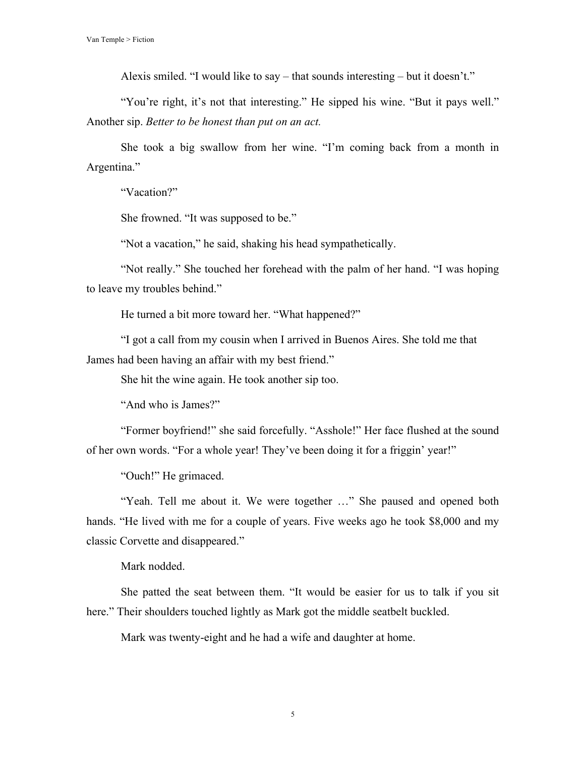Alexis smiled. “I would like to say – that sounds interesting – but it doesn’t.”

“You’re right, it’s not that interesting.” He sipped his wine. “But it pays well.” Another sip. *Better to be honest than put on an act.*

She took a big swallow from her wine. “I’m coming back from a month in Argentina.”

“Vacation?”

She frowned. “It was supposed to be.”

“Not a vacation,” he said, shaking his head sympathetically.

“Not really.” She touched her forehead with the palm of her hand. “I was hoping to leave my troubles behind.”

He turned a bit more toward her. “What happened?”

“I got a call from my cousin when I arrived in Buenos Aires. She told me that James had been having an affair with my best friend.”

She hit the wine again. He took another sip too.

“And who is James?”

“Former boyfriend!” she said forcefully. “Asshole!” Her face flushed at the sound of her own words. “For a whole year! They’ve been doing it for a friggin’ year!”

“Ouch!” He grimaced.

“Yeah. Tell me about it. We were together …” She paused and opened both hands. “He lived with me for a couple of years. Five weeks ago he took $8,000 and my classic Corvette and disappeared.”

Mark nodded.

She patted the seat between them. “It would be easier for us to talk if you sit here.” Their shoulders touched lightly as Mark got the middle seatbelt buckled.

Mark was twenty-eight and he had a wife and daughter at home.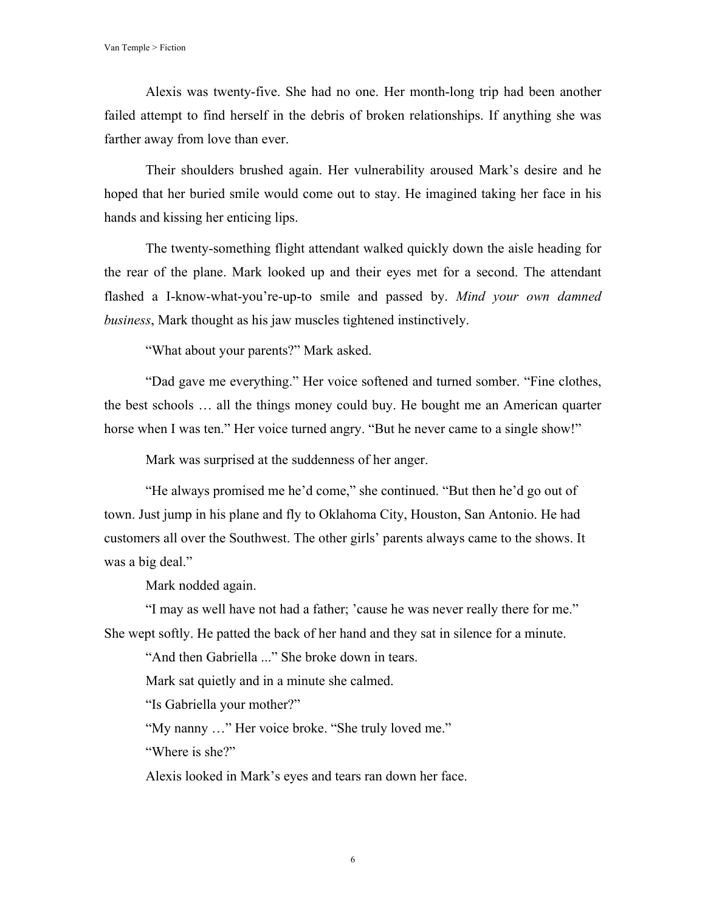Alexis was twenty-five. She had no one. Her month-long trip had been another failed attempt to find herself in the debris of broken relationships. If anything she was farther away from love than ever.

Their shoulders brushed again. Her vulnerability aroused Mark's desire and he hoped that her buried smile would come out to stay. He imagined taking her face in his hands and kissing her enticing lips.

The twenty-something flight attendant walked quickly down the aisle heading for the rear of the plane. Mark looked up and their eyes met for a second. The attendant flashed a I-know-what-you're-up-to smile and passed by. *Mind your own damned business*, Mark thought as his jaw muscles tightened instinctively.

"What about your parents?" Mark asked.

"Dad gave me everything." Her voice softened and turned somber. "Fine clothes, the best schools … all the things money could buy. He bought me an American quarter horse when I was ten." Her voice turned angry. "But he never came to a single show!"

Mark was surprised at the suddenness of her anger.

"He always promised me he'd come," she continued. "But then he'd go out of town. Just jump in his plane and fly to Oklahoma City, Houston, San Antonio. He had customers all over the Southwest. The other girls' parents always came to the shows. It was a big deal."

Mark nodded again.

"I may as well have not had a father; 'cause he was never really there for me." She wept softly. He patted the back of her hand and they sat in silence for a minute.

"And then Gabriella ..." She broke down in tears.

Mark sat quietly and in a minute she calmed.

"Is Gabriella your mother?"

"My nanny …" Her voice broke. "She truly loved me."

"Where is she?"

Alexis looked in Mark's eyes and tears ran down her face.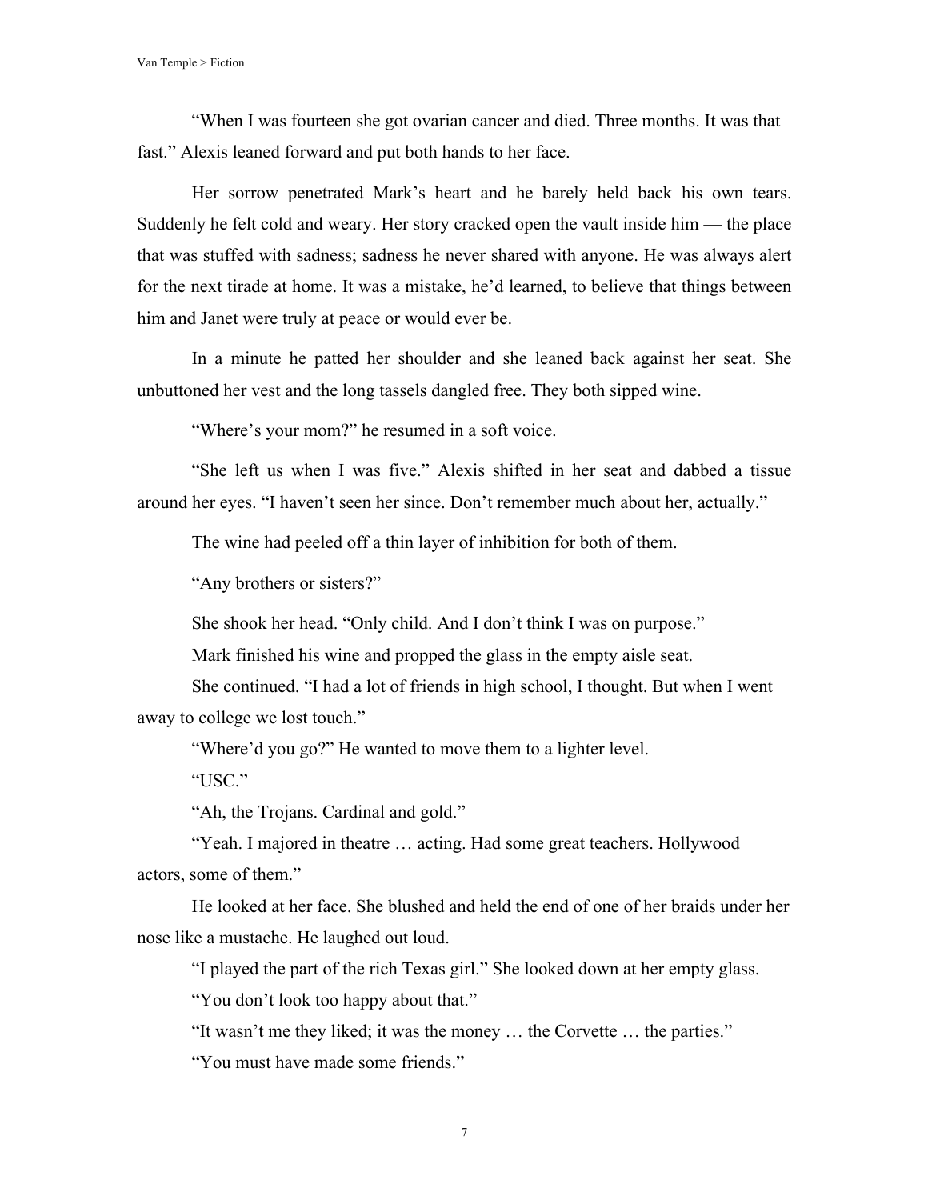"When I was fourteen she got ovarian cancer and died. Three months. It was that fast." Alexis leaned forward and put both hands to her face.

Her sorrow penetrated Mark's heart and he barely held back his own tears. Suddenly he felt cold and weary. Her story cracked open the vault inside him — the place that was stuffed with sadness; sadness he never shared with anyone. He was always alert for the next tirade at home. It was a mistake, he'd learned, to believe that things between him and Janet were truly at peace or would ever be.

In a minute he patted her shoulder and she leaned back against her seat. She unbuttoned her vest and the long tassels dangled free. They both sipped wine.

"Where's your mom?" he resumed in a soft voice.

"She left us when I was five." Alexis shifted in her seat and dabbed a tissue around her eyes. "I haven't seen her since. Don't remember much about her, actually."

The wine had peeled off a thin layer of inhibition for both of them.

"Any brothers or sisters?"

She shook her head. "Only child. And I don't think I was on purpose."

Mark finished his wine and propped the glass in the empty aisle seat.

She continued. "I had a lot of friends in high school, I thought. But when I went away to college we lost touch."

"Where'd you go?" He wanted to move them to a lighter level.

"USC."

"Ah, the Trojans. Cardinal and gold."

"Yeah. I majored in theatre … acting. Had some great teachers. Hollywood actors, some of them."

He looked at her face. She blushed and held the end of one of her braids under her nose like a mustache. He laughed out loud.

"I played the part of the rich Texas girl." She looked down at her empty glass.

"You don't look too happy about that."

"It wasn't me they liked; it was the money … the Corvette … the parties."

"You must have made some friends."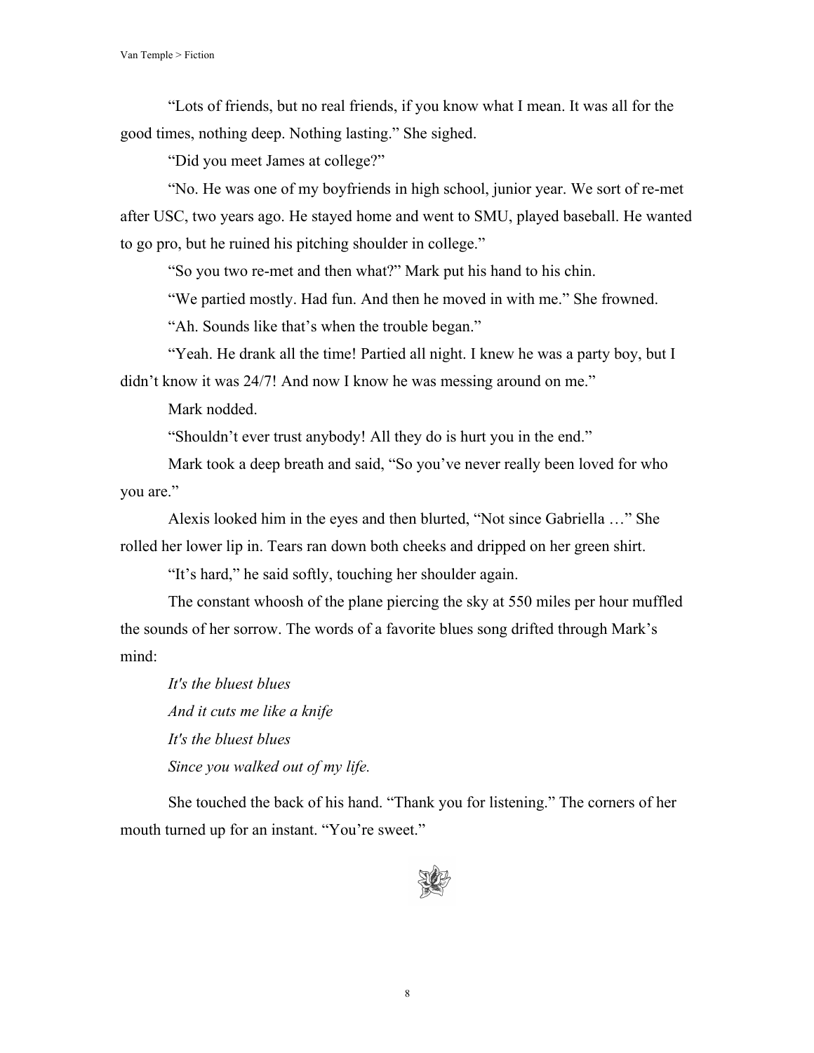"Lots of friends, but no real friends, if you know what I mean. It was all for the good times, nothing deep. Nothing lasting." She sighed.

"Did you meet James at college?"

"No. He was one of my boyfriends in high school, junior year. We sort of re-met after USC, two years ago. He stayed home and went to SMU, played baseball. He wanted to go pro, but he ruined his pitching shoulder in college."

"So you two re-met and then what?" Mark put his hand to his chin.

"We partied mostly. Had fun. And then he moved in with me." She frowned.

"Ah. Sounds like that's when the trouble began."

"Yeah. He drank all the time! Partied all night. I knew he was a party boy, but I didn't know it was 24/7! And now I know he was messing around on me."

Mark nodded.

"Shouldn't ever trust anybody! All they do is hurt you in the end."

Mark took a deep breath and said, "So you've never really been loved for who you are."

Alexis looked him in the eyes and then blurted, "Not since Gabriella …" She rolled her lower lip in. Tears ran down both cheeks and dripped on her green shirt.

"It's hard," he said softly, touching her shoulder again.

The constant whoosh of the plane piercing the sky at 550 miles per hour muffled the sounds of her sorrow. The words of a favorite blues song drifted through Mark's mind:

*It's the bluest blues*
*And it cuts me like a knife*
*It's the bluest blues*
*Since you walked out of my life.*

She touched the back of his hand. "Thank you for listening." The corners of her mouth turned up for an instant. "You're sweet."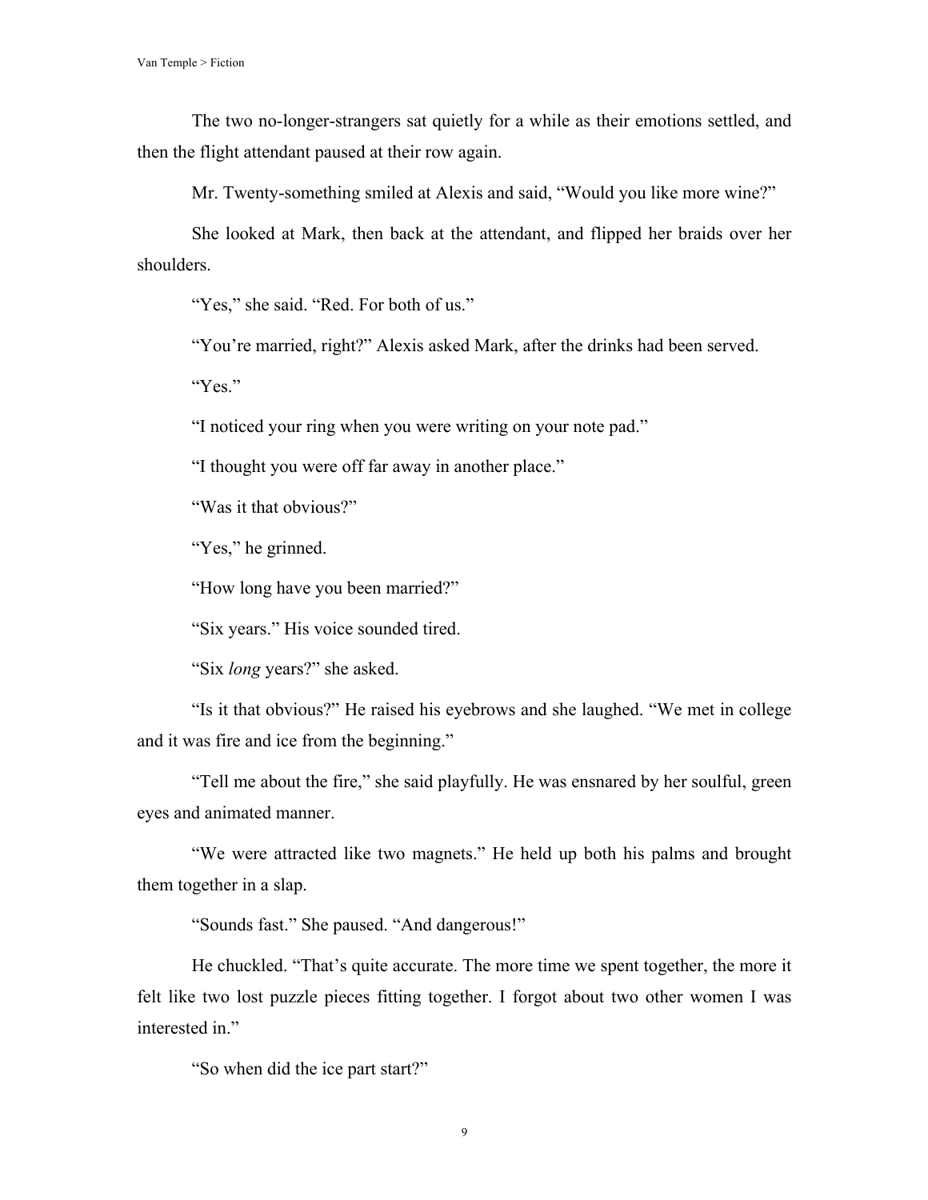The two no-longer-strangers sat quietly for a while as their emotions settled, and then the flight attendant paused at their row again.

Mr. Twenty-something smiled at Alexis and said, “Would you like more wine?”

She looked at Mark, then back at the attendant, and flipped her braids over her shoulders.

“Yes,” she said. “Red. For both of us.”

“You’re married, right?” Alexis asked Mark, after the drinks had been served.

“Yes.”

“I noticed your ring when you were writing on your note pad.”

“I thought you were off far away in another place.”

“Was it that obvious?”

“Yes,” he grinned.

“How long have you been married?”

“Six years.” His voice sounded tired.

“Six *long* years?” she asked.

“Is it that obvious?” He raised his eyebrows and she laughed. “We met in college and it was fire and ice from the beginning.”

“Tell me about the fire,” she said playfully. He was ensnared by her soulful, green eyes and animated manner.

“We were attracted like two magnets.” He held up both his palms and brought them together in a slap.

“Sounds fast.” She paused. “And dangerous!”

He chuckled. “That’s quite accurate. The more time we spent together, the more it felt like two lost puzzle pieces fitting together. I forgot about two other women I was interested in.”

“So when did the ice part start?”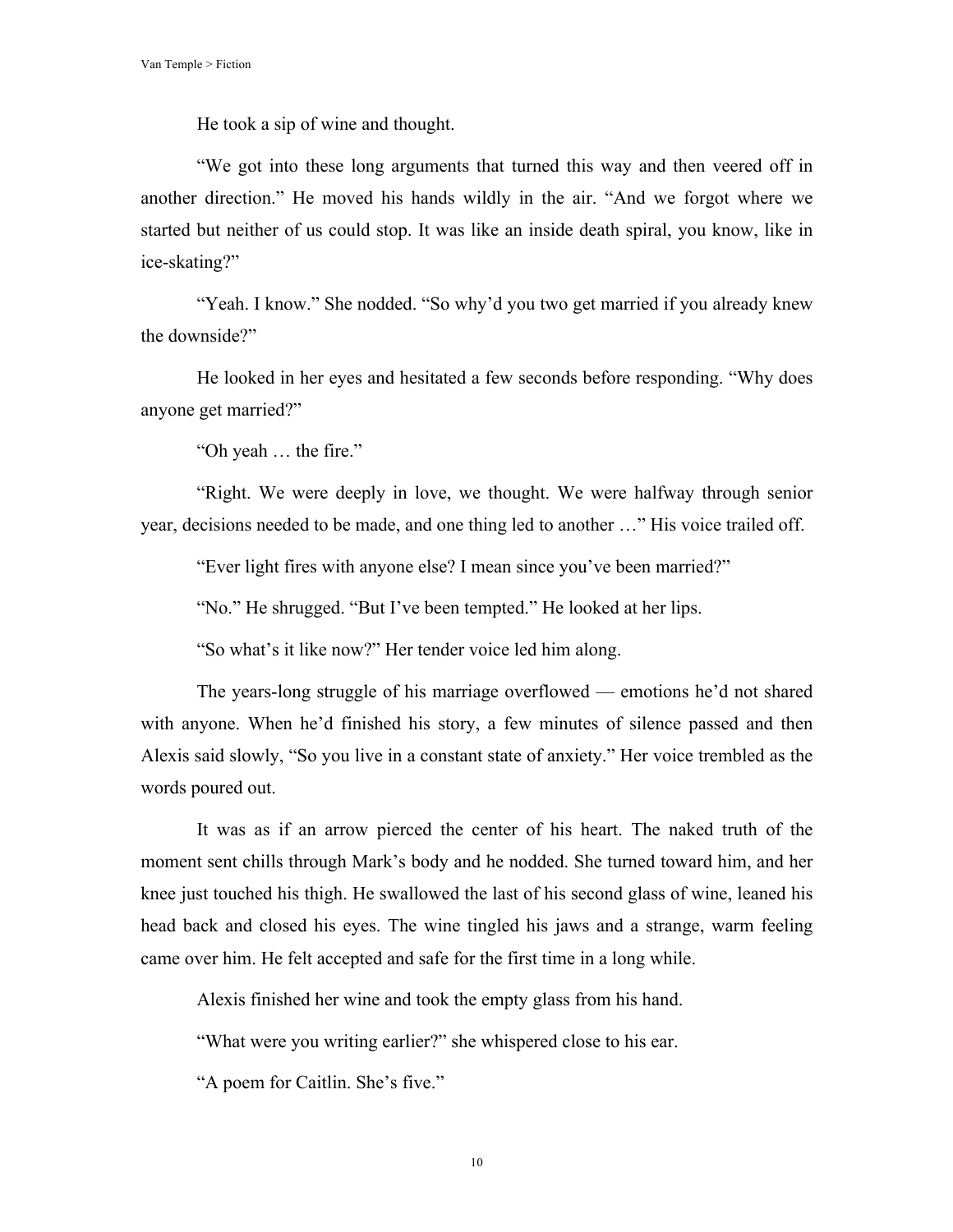He took a sip of wine and thought.

"We got into these long arguments that turned this way and then veered off in another direction." He moved his hands wildly in the air. "And we forgot where we started but neither of us could stop. It was like an inside death spiral, you know, like in ice-skating?"

"Yeah. I know." She nodded. "So why'd you two get married if you already knew the downside?"

He looked in her eyes and hesitated a few seconds before responding. "Why does anyone get married?"

"Oh yeah … the fire."

"Right. We were deeply in love, we thought. We were halfway through senior year, decisions needed to be made, and one thing led to another …" His voice trailed off.

"Ever light fires with anyone else? I mean since you've been married?"

"No." He shrugged. "But I've been tempted." He looked at her lips.

"So what's it like now?" Her tender voice led him along.

The years-long struggle of his marriage overflowed — emotions he'd not shared with anyone. When he'd finished his story, a few minutes of silence passed and then Alexis said slowly, "So you live in a constant state of anxiety." Her voice trembled as the words poured out.

It was as if an arrow pierced the center of his heart. The naked truth of the moment sent chills through Mark's body and he nodded. She turned toward him, and her knee just touched his thigh. He swallowed the last of his second glass of wine, leaned his head back and closed his eyes. The wine tingled his jaws and a strange, warm feeling came over him. He felt accepted and safe for the first time in a long while.

Alexis finished her wine and took the empty glass from his hand.

"What were you writing earlier?" she whispered close to his ear.

"A poem for Caitlin. She's five."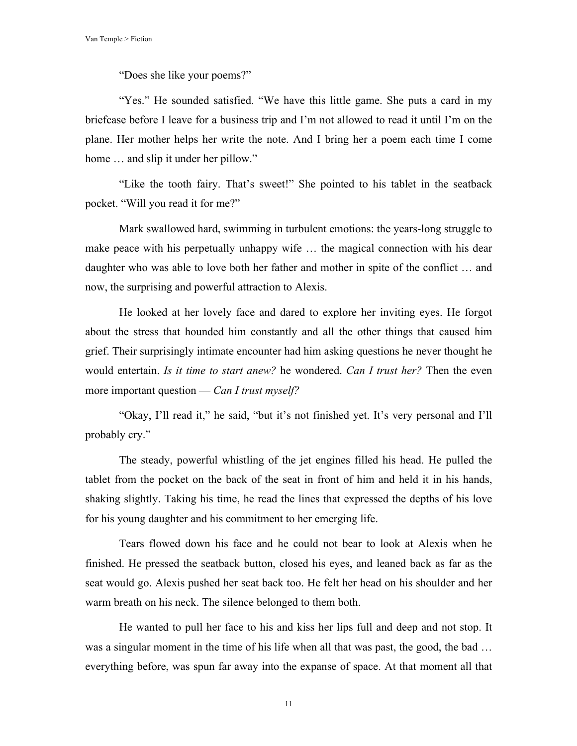"Does she like your poems?"

"Yes." He sounded satisfied. "We have this little game. She puts a card in my briefcase before I leave for a business trip and I'm not allowed to read it until I'm on the plane. Her mother helps her write the note. And I bring her a poem each time I come home … and slip it under her pillow."

"Like the tooth fairy. That's sweet!" She pointed to his tablet in the seatback pocket. "Will you read it for me?"

Mark swallowed hard, swimming in turbulent emotions: the years-long struggle to make peace with his perpetually unhappy wife … the magical connection with his dear daughter who was able to love both her father and mother in spite of the conflict … and now, the surprising and powerful attraction to Alexis.

He looked at her lovely face and dared to explore her inviting eyes. He forgot about the stress that hounded him constantly and all the other things that caused him grief. Their surprisingly intimate encounter had him asking questions he never thought he would entertain. *Is it time to start anew?* he wondered. *Can I trust her?* Then the even more important question — *Can I trust myself?*

"Okay, I'll read it," he said, "but it's not finished yet. It's very personal and I'll probably cry."

The steady, powerful whistling of the jet engines filled his head. He pulled the tablet from the pocket on the back of the seat in front of him and held it in his hands, shaking slightly. Taking his time, he read the lines that expressed the depths of his love for his young daughter and his commitment to her emerging life.

Tears flowed down his face and he could not bear to look at Alexis when he finished. He pressed the seatback button, closed his eyes, and leaned back as far as the seat would go. Alexis pushed her seat back too. He felt her head on his shoulder and her warm breath on his neck. The silence belonged to them both.

He wanted to pull her face to his and kiss her lips full and deep and not stop. It was a singular moment in the time of his life when all that was past, the good, the bad … everything before, was spun far away into the expanse of space. At that moment all that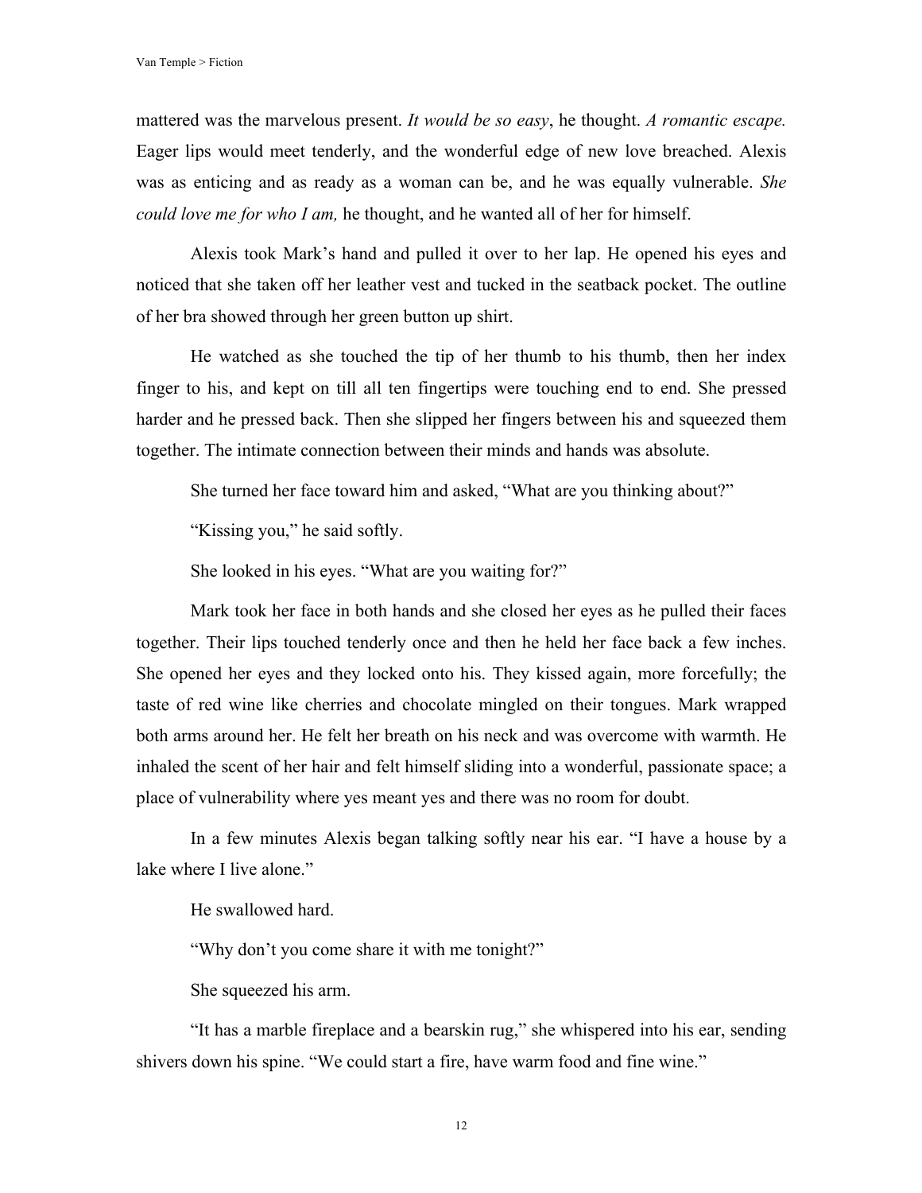mattered was the marvelous present. *It would be so easy*, he thought. *A romantic escape.* Eager lips would meet tenderly, and the wonderful edge of new love breached. Alexis was as enticing and as ready as a woman can be, and he was equally vulnerable. *She could love me for who I am,* he thought, and he wanted all of her for himself.

Alexis took Mark's hand and pulled it over to her lap. He opened his eyes and noticed that she taken off her leather vest and tucked in the seatback pocket. The outline of her bra showed through her green button up shirt.

He watched as she touched the tip of her thumb to his thumb, then her index finger to his, and kept on till all ten fingertips were touching end to end. She pressed harder and he pressed back. Then she slipped her fingers between his and squeezed them together. The intimate connection between their minds and hands was absolute.

She turned her face toward him and asked, "What are you thinking about?"

"Kissing you," he said softly.

She looked in his eyes. "What are you waiting for?"

Mark took her face in both hands and she closed her eyes as he pulled their faces together. Their lips touched tenderly once and then he held her face back a few inches. She opened her eyes and they locked onto his. They kissed again, more forcefully; the taste of red wine like cherries and chocolate mingled on their tongues. Mark wrapped both arms around her. He felt her breath on his neck and was overcome with warmth. He inhaled the scent of her hair and felt himself sliding into a wonderful, passionate space; a place of vulnerability where yes meant yes and there was no room for doubt.

In a few minutes Alexis began talking softly near his ear. "I have a house by a lake where I live alone."

He swallowed hard.

"Why don't you come share it with me tonight?"

She squeezed his arm.

"It has a marble fireplace and a bearskin rug," she whispered into his ear, sending shivers down his spine. "We could start a fire, have warm food and fine wine."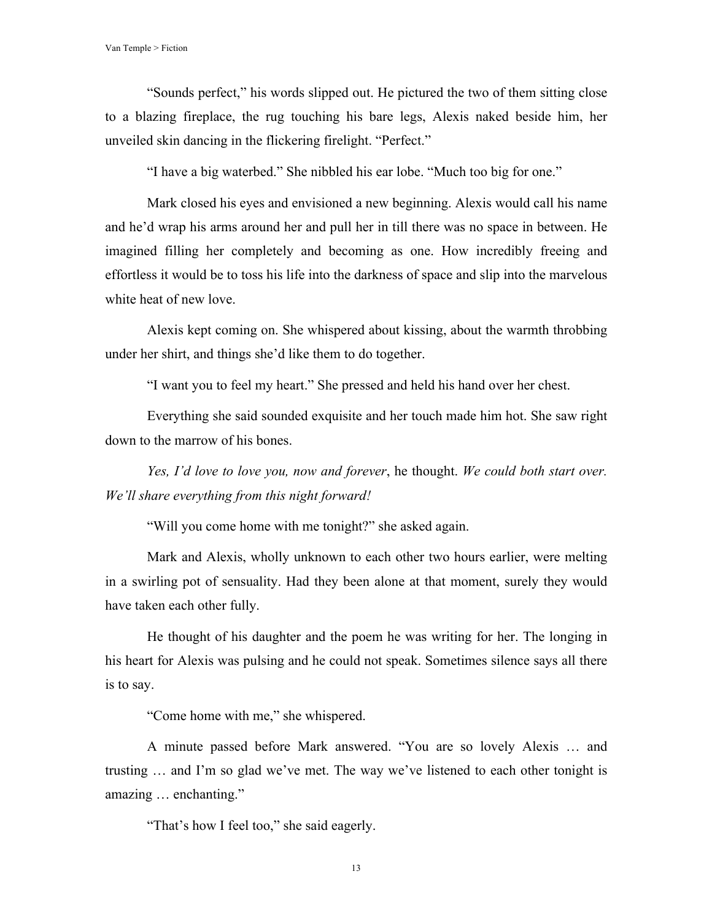"Sounds perfect," his words slipped out. He pictured the two of them sitting close to a blazing fireplace, the rug touching his bare legs, Alexis naked beside him, her unveiled skin dancing in the flickering firelight. "Perfect."

"I have a big waterbed." She nibbled his ear lobe. "Much too big for one."

Mark closed his eyes and envisioned a new beginning. Alexis would call his name and he'd wrap his arms around her and pull her in till there was no space in between. He imagined filling her completely and becoming as one. How incredibly freeing and effortless it would be to toss his life into the darkness of space and slip into the marvelous white heat of new love.

Alexis kept coming on. She whispered about kissing, about the warmth throbbing under her shirt, and things she'd like them to do together.

"I want you to feel my heart." She pressed and held his hand over her chest.

Everything she said sounded exquisite and her touch made him hot. She saw right down to the marrow of his bones.

*Yes, I'd love to love you, now and forever*, he thought. *We could both start over. We'll share everything from this night forward!*

"Will you come home with me tonight?" she asked again.

Mark and Alexis, wholly unknown to each other two hours earlier, were melting in a swirling pot of sensuality. Had they been alone at that moment, surely they would have taken each other fully.

He thought of his daughter and the poem he was writing for her. The longing in his heart for Alexis was pulsing and he could not speak. Sometimes silence says all there is to say.

"Come home with me," she whispered.

A minute passed before Mark answered. "You are so lovely Alexis … and trusting … and I'm so glad we've met. The way we've listened to each other tonight is amazing … enchanting."

"That's how I feel too," she said eagerly.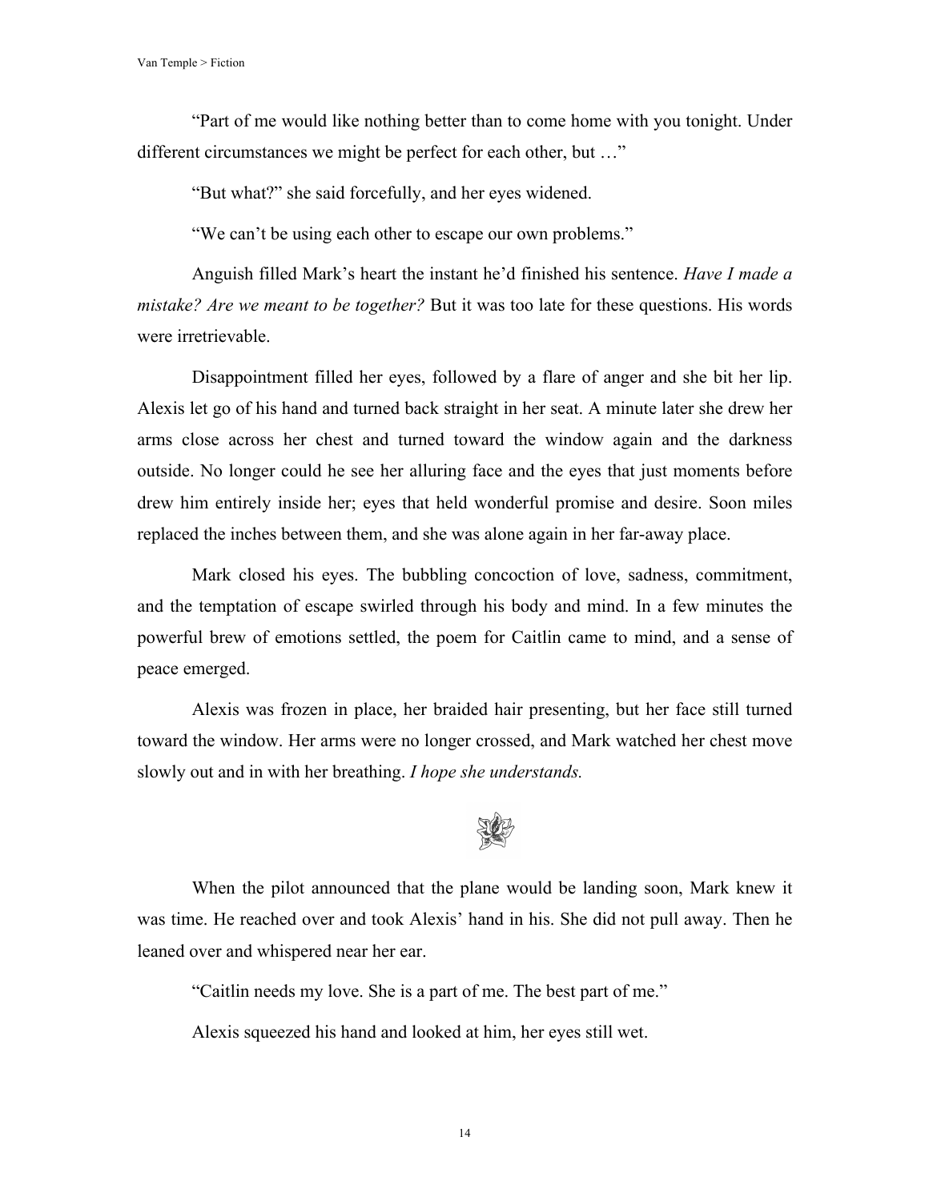"Part of me would like nothing better than to come home with you tonight. Under different circumstances we might be perfect for each other, but …"

"But what?" she said forcefully, and her eyes widened.

"We can't be using each other to escape our own problems."

Anguish filled Mark's heart the instant he'd finished his sentence. *Have I made a mistake? Are we meant to be together?* But it was too late for these questions. His words were irretrievable.

Disappointment filled her eyes, followed by a flare of anger and she bit her lip. Alexis let go of his hand and turned back straight in her seat. A minute later she drew her arms close across her chest and turned toward the window again and the darkness outside. No longer could he see her alluring face and the eyes that just moments before drew him entirely inside her; eyes that held wonderful promise and desire. Soon miles replaced the inches between them, and she was alone again in her far-away place.

Mark closed his eyes. The bubbling concoction of love, sadness, commitment, and the temptation of escape swirled through his body and mind. In a few minutes the powerful brew of emotions settled, the poem for Caitlin came to mind, and a sense of peace emerged.

Alexis was frozen in place, her braided hair presenting, but her face still turned toward the window. Her arms were no longer crossed, and Mark watched her chest move slowly out and in with her breathing. *I hope she understands.*

When the pilot announced that the plane would be landing soon, Mark knew it was time. He reached over and took Alexis' hand in his. She did not pull away. Then he leaned over and whispered near her ear.

"Caitlin needs my love. She is a part of me. The best part of me."

Alexis squeezed his hand and looked at him, her eyes still wet.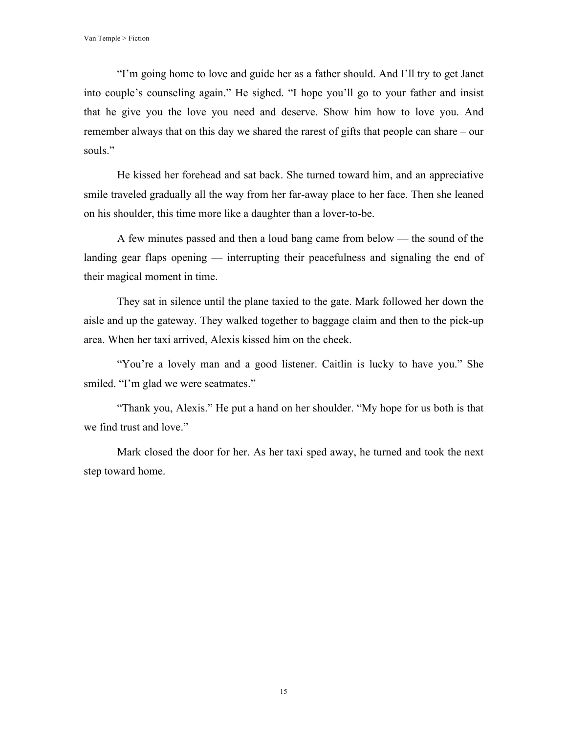"I'm going home to love and guide her as a father should. And I'll try to get Janet into couple's counseling again." He sighed. "I hope you'll go to your father and insist that he give you the love you need and deserve. Show him how to love you. And remember always that on this day we shared the rarest of gifts that people can share – our souls."

He kissed her forehead and sat back. She turned toward him, and an appreciative smile traveled gradually all the way from her far-away place to her face. Then she leaned on his shoulder, this time more like a daughter than a lover-to-be.

A few minutes passed and then a loud bang came from below — the sound of the landing gear flaps opening — interrupting their peacefulness and signaling the end of their magical moment in time.

They sat in silence until the plane taxied to the gate. Mark followed her down the aisle and up the gateway. They walked together to baggage claim and then to the pick-up area. When her taxi arrived, Alexis kissed him on the cheek.

"You're a lovely man and a good listener. Caitlin is lucky to have you." She smiled. "I'm glad we were seatmates."

"Thank you, Alexis." He put a hand on her shoulder. "My hope for us both is that we find trust and love."

Mark closed the door for her. As her taxi sped away, he turned and took the next step toward home.